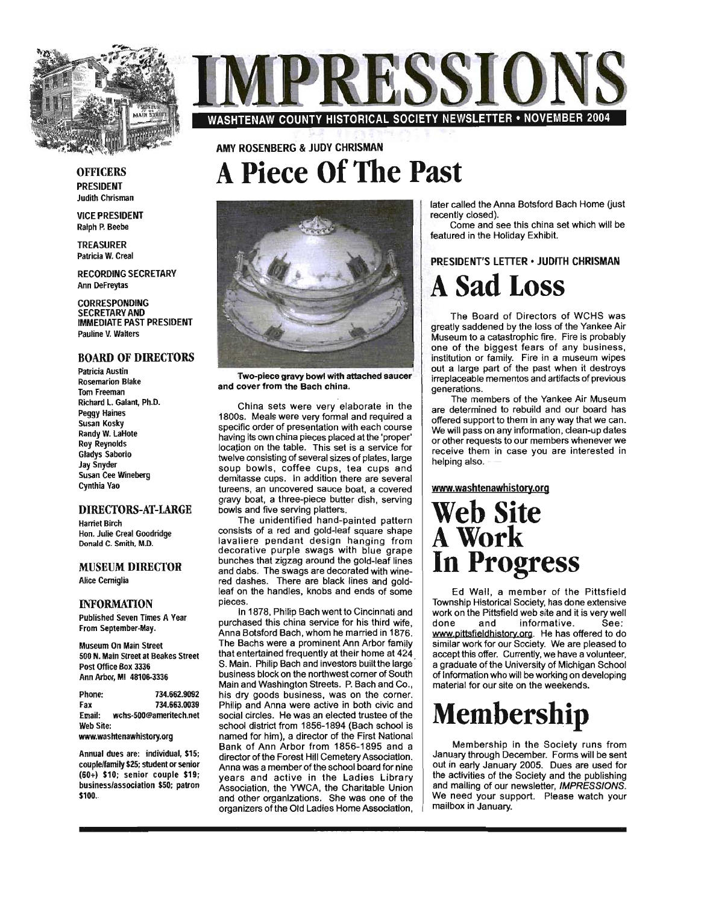# IMPRESSIONS

WASHTENAW COUNTY HISTORICAL SOCIETY NEWSLETTER • NOVEMBER 2004

**OFFICERS**

**PRESIDENT**
Judith Chrisman

**VICE PRESIDENT**
Ralph P. Beebe

**TREASURER**
Patricia W. Creal

**RECORDING SECRETARY**
Ann DeFreytas

**CORRESPONDING SECRETARY AND IMMEDIATE PAST PRESIDENT**
Pauline V. Walters

**BOARD OF DIRECTORS**

Patricia Austin
Rosemarion Blake
Tom Freeman
Richard L. Galant, Ph.D.
Peggy Haines
Susan Kosky
Randy W. LaHote
Roy Reynolds
Gladys Saborio
Jay Snyder
Susan Cee Wineberg
Cynthia Yao

**DIRECTORS-AT-LARGE**

Harriet Birch
Hon. Julie Creal Goodridge
Donald C. Smith, M.D.

**MUSEUM DIRECTOR**

Alice Cerniglia

**INFORMATION**

Published Seven Times A Year From September-May.

Museum On Main Street
500 N. Main Street at Beakes Street
Post Office Box 3336
Ann Arbor, MI 48106-3336

Phone: 734.662.9092
Fax 734.663.0039
Email: wchs-500@ameritech.net
Web Site: www.washtenawhistory.org

Annual dues are: individual, $15; couple/family $25; student or senior (60+) $10; senior couple $19; business/association $50; patron $100.

AMY ROSENBERG & JUDY CHRISMAN

# A Piece Of The Past

Two-piece gravy bowl with attached saucer and cover from the Bach china.

China sets were very elaborate in the 1800s. Meals were very formal and required a specific order of presentation with each course having its own china pieces placed at the 'proper' location on the table. This set is a service for twelve consisting of several sizes of plates, large soup bowls, coffee cups, tea cups and demitasse cups. In addition there are several tureens, an uncovered sauce boat, a covered gravy boat, a three-piece butter dish, serving bowls and five serving platters.

The unidentified hand-painted pattern consists of a red and gold-leaf square shape lavaliere pendant design hanging from decorative purple swags with blue grape bunches that zigzag around the gold-leaf lines and dabs. The swags are decorated with wine-red dashes. There are black lines and gold-leaf on the handles, knobs and ends of some pieces.

In 1878, Philip Bach went to Cincinnati and purchased this china service for his third wife, Anna Botsford Bach, whom he married in 1876. The Bachs were a prominent Ann Arbor family that entertained frequently at their home at 424 S. Main. Philip Bach and investors built the large business block on the northwest corner of South Main and Washington Streets. P. Bach and Co., his dry goods business, was on the corner. Philip and Anna were active in both civic and social circles. He was an elected trustee of the school district from 1856-1894 (Bach school is named for him), a director of the First National Bank of Ann Arbor from 1856-1895 and a director of the Forest Hill Cemetery Association. Anna was a member of the school board for nine years and active in the Ladies Library Association, the YWCA, the Charitable Union and other organizations. She was one of the organizers of the Old Ladies Home Association, later called the Anna Botsford Bach Home (just recently closed).

Come and see this china set which will be featured in the Holiday Exhibit.

PRESIDENT'S LETTER • JUDITH CHRISMAN

# A Sad Loss

The Board of Directors of WCHS was greatly saddened by the loss of the Yankee Air Museum to a catastrophic fire. Fire is probably one of the biggest fears of any business, institution or family. Fire in a museum wipes out a large part of the past when it destroys irreplaceable mementos and artifacts of previous generations.

The members of the Yankee Air Museum are determined to rebuild and our board has offered support to them in any way that we can. We will pass on any information, clean-up dates or other requests to our members whenever we receive them in case you are interested in helping also.

www.washtenawhistory.org

# Web Site A Work In Progress

Ed Wall, a member of the Pittsfield Township Historical Society, has done extensive work on the Pittsfield web site and it is very well done and informative. See: www.pittsfieldhistory.org. He has offered to do similar work for our Society. We are pleased to accept this offer. Currently, we have a volunteer, a graduate of the University of Michigan School of Information who will be working on developing material for our site on the weekends.

# Membership

Membership in the Society runs from January through December. Forms will be sent out in early January 2005. Dues are used for the activities of the Society and the publishing and mailing of our newsletter, *IMPRESSIONS*. We need your support. Please watch your mailbox in January.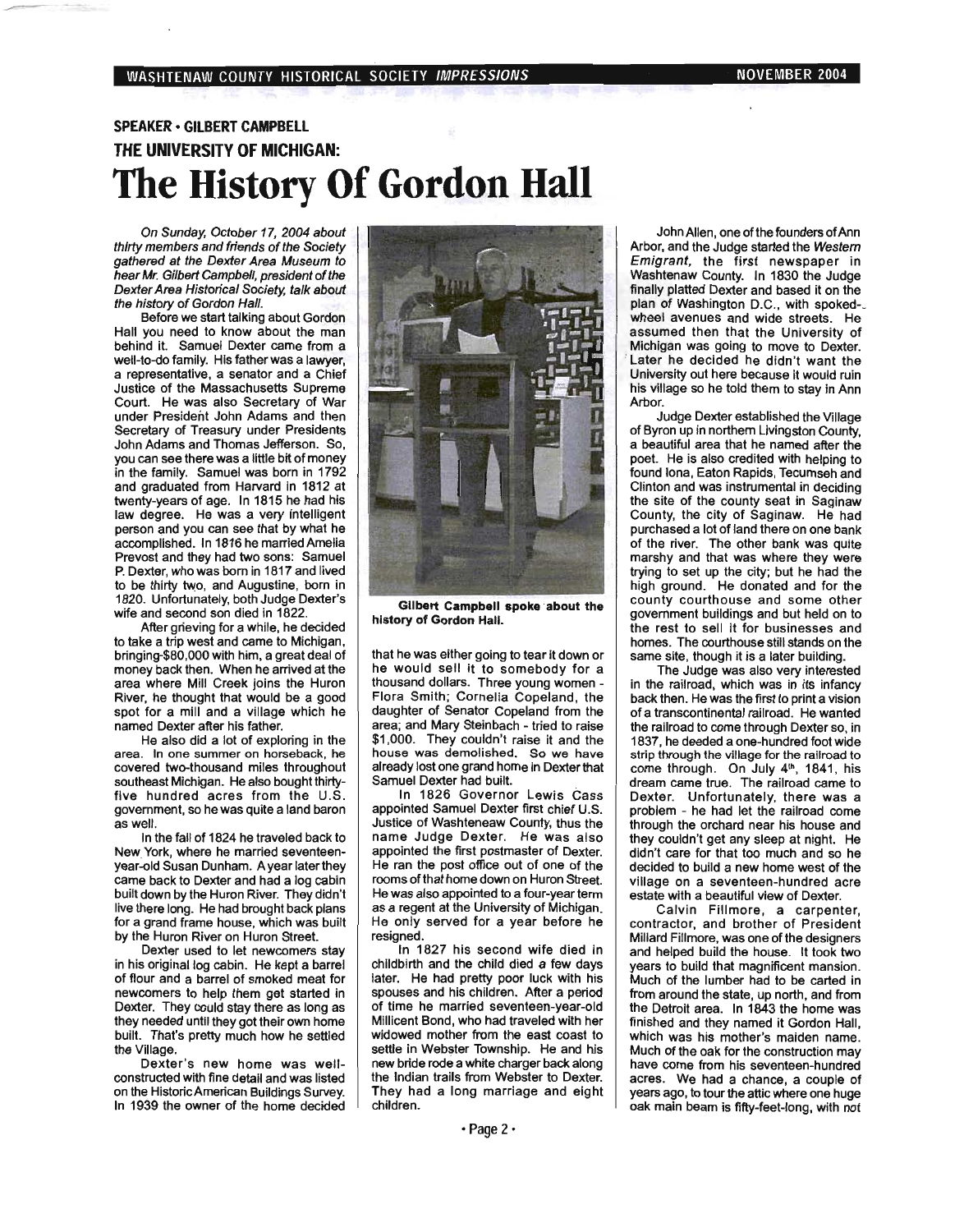**SPEAKER • GILBERT CAMPBELL**

**THE UNIVERSITY OF MICHIGAN:**

# The History Of Gordon Hall

*On Sunday, October 17, 2004 about thirty members and friends of the Society gathered at the Dexter Area Museum to hear Mr. Gilbert Campbell, president of the Dexter Area Historical Society, talk about the history of Gordon Hall.*

Before we start talking about Gordon Hall you need to know about the man behind it. Samuel Dexter came from a well-to-do family. His father was a lawyer, a representative, a senator and a Chief Justice of the Massachusetts Supreme Court. He was also Secretary of War under President John Adams and then Secretary of Treasury under Presidents John Adams and Thomas Jefferson. So, you can see there was a little bit of money in the family. Samuel was born in 1792 and graduated from Harvard in 1812 at twenty-years of age. In 1815 he had his law degree. He was a very intelligent person and you can see that by what he accomplished. In 1816 he married Amelia Prevost and they had two sons: Samuel P. Dexter, who was born in 1817 and lived to be thirty two, and Augustine, born in 1820. Unfortunately, both Judge Dexter's wife and second son died in 1822.

After grieving for a while, he decided to take a trip west and came to Michigan, bringing $80,000 with him, a great deal of money back then. When he arrived at the area where Mill Creek joins the Huron River, he thought that would be a good spot for a mill and a village which he named Dexter after his father.

He also did a lot of exploring in the area. In one summer on horseback, he covered two-thousand miles throughout southeast Michigan. He also bought thirty-five hundred acres from the U.S. government, so he was quite a land baron as well.

In the fall of 1824 he traveled back to New York, where he married seventeen-year-old Susan Dunham. A year later they came back to Dexter and had a log cabin built down by the Huron River. They didn't live there long. He had brought back plans for a grand frame house, which was built by the Huron River on Huron Street.

Dexter used to let newcomers stay in his original log cabin. He kept a barrel of flour and a barrel of smoked meat for newcomers to help them get started in Dexter. They could stay there as long as they needed until they got their own home built. That's pretty much how he settled the Village.

Dexter's new home was well-constructed with fine detail and was listed on the Historic American Buildings Survey. In 1939 the owner of the home decided that he was either going to tear it down or he would sell it to somebody for a thousand dollars. Three young women - Flora Smith; Cornelia Copeland, the daughter of Senator Copeland from the area; and Mary Steinbach - tried to raise $1,000. They couldn't raise it and the house was demolished. So we have already lost one grand home in Dexter that Samuel Dexter had built.

**Gilbert Campbell spoke about the history of Gordon Hall.**

In 1826 Governor Lewis Cass appointed Samuel Dexter first chief U.S. Justice of Washteneaw County, thus the name Judge Dexter. He was also appointed the first postmaster of Dexter. He ran the post office out of one of the rooms of that home down on Huron Street. He was also appointed to a four-year term as a regent at the University of Michigan. He only served for a year before he resigned.

In 1827 his second wife died in childbirth and the child died a few days later. He had pretty poor luck with his spouses and his children. After a period of time he married seventeen-year-old Millicent Bond, who had traveled with her widowed mother from the east coast to settle in Webster Township. He and his new bride rode a white charger back along the Indian trails from Webster to Dexter. They had a long marriage and eight children.

John Allen, one of the founders of Ann Arbor, and the Judge started the *Western Emigrant*, the first newspaper in Washtenaw County. In 1830 the Judge finally platted Dexter and based it on the plan of Washington D.C., with spoked-wheel avenues and wide streets. He assumed then that the University of Michigan was going to move to Dexter. Later he decided he didn't want the University out here because it would ruin his village so he told them to stay in Ann Arbor.

Judge Dexter established the Village of Byron up in northern Livingston County, a beautiful area that he named after the poet. He is also credited with helping to found Iona, Eaton Rapids, Tecumseh and Clinton and was instrumental in deciding the site of the county seat in Saginaw County, the city of Saginaw. He had purchased a lot of land there on one bank of the river. The other bank was quite marshy and that was where they were trying to set up the city; but he had the high ground. He donated and for the county courthouse and some other government buildings and but held on to the rest to sell it for businesses and homes. The courthouse still stands on the same site, though it is a later building.

The Judge was also very interested in the railroad, which was in its infancy back then. He was the first to print a vision of a transcontinental railroad. He wanted the railroad to come through Dexter so, in 1837, he deeded a one-hundred foot wide strip through the village for the railroad to come through. On July 4th, 1841, his dream came true. The railroad came to Dexter. Unfortunately, there was a problem - he had let the railroad come through the orchard near his house and they couldn't get any sleep at night. He didn't care for that too much and so he decided to build a new home west of the village on a seventeen-hundred acre estate with a beautiful view of Dexter.

Calvin Fillmore, a carpenter, contractor, and brother of President Millard Fillmore, was one of the designers and helped build the house. It took two years to build that magnificent mansion. Much of the lumber had to be carted in from around the state, up north, and from the Detroit area. In 1843 the home was finished and they named it Gordon Hall, which was his mother's maiden name. Much of the oak for the construction may have come from his seventeen-hundred acres. We had a chance, a couple of years ago, to tour the attic where one huge oak main beam is fifty-feet-long, with not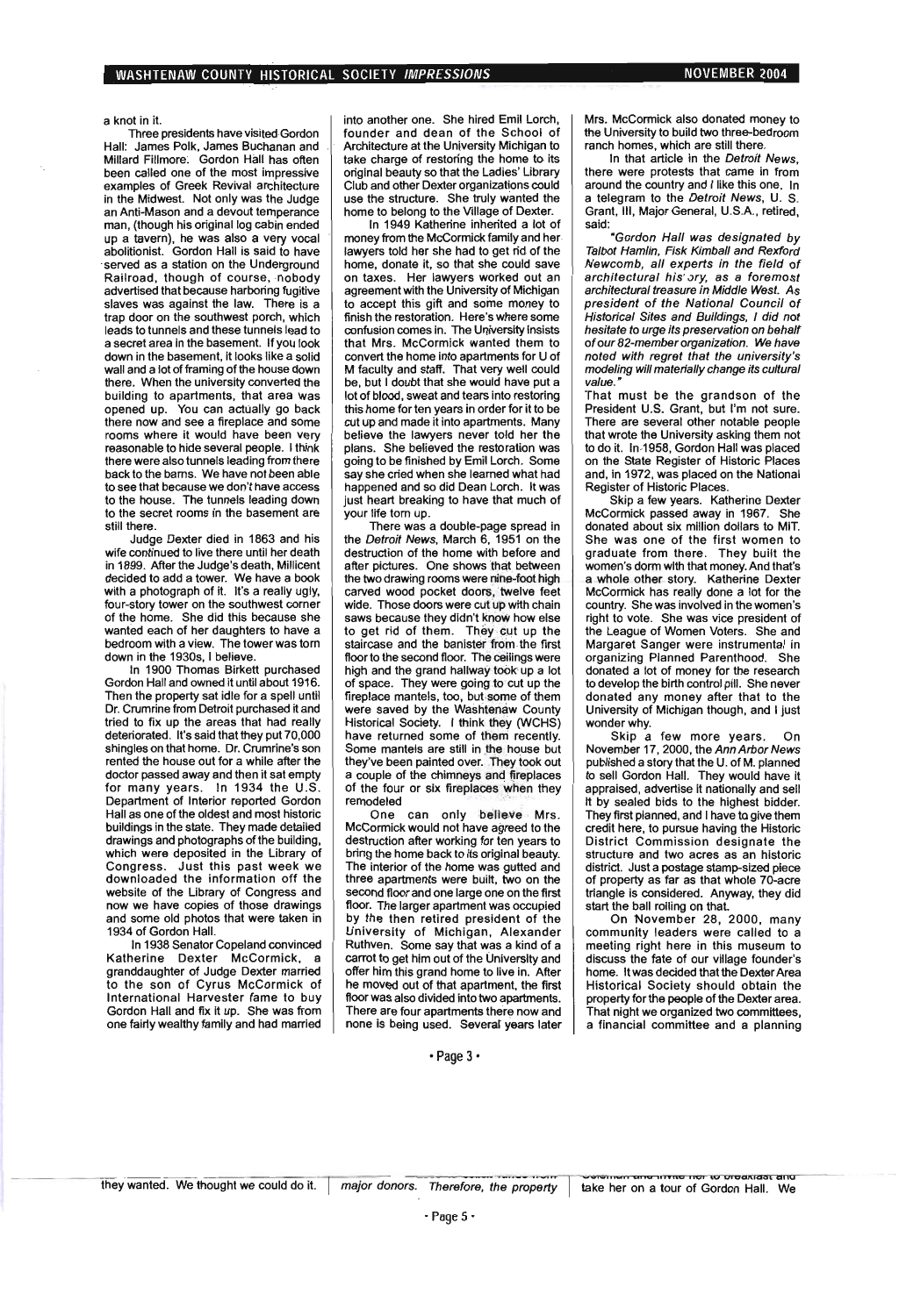a knot in it.

Three presidents have visited Gordon Hall: James Polk, James Buchanan and Millard Fillmore. Gordon Hall has often been called one of the most impressive examples of Greek Revival architecture in the Midwest. Not only was the Judge an Anti-Mason and a devout temperance man, (though his original log cabin ended up a tavern), he was also a very vocal abolitionist. Gordon Hall is said to have served as a station on the Underground Railroad, though of course, nobody advertised that because harboring fugitive slaves was against the law. There is a trap door on the southwest porch, which leads to tunnels and these tunnels lead to a secret area in the basement. If you look down in the basement, it looks like a solid wall and a lot of framing of the house down there. When the university converted the building to apartments, that area was opened up. You can actually go back there now and see a fireplace and some rooms where it would have been very reasonable to hide several people. I think there were also tunnels leading from there back to the barns. We have not been able to see that because we don't have access to the house. The tunnels leading down to the secret rooms in the basement are still there.

Judge Dexter died in 1863 and his wife continued to live there until her death in 1899. After the Judge's death, Millicent decided to add a tower. We have a book with a photograph of it. It's a really ugly, four-story tower on the southwest corner of the home. She did this because she wanted each of her daughters to have a bedroom with a view. The tower was torn down in the 1930s, I believe.

In 1900 Thomas Birkett purchased Gordon Hall and owned it until about 1916. Then the property sat idle for a spell until Dr. Crumrine from Detroit purchased it and tried to fix up the areas that had really deteriorated. It's said that they put 70,000 shingles on that home. Dr. Crumrine's son rented the house out for a while after the doctor passed away and then it sat empty for many years. In 1934 the U.S. Department of Interior reported Gordon Hall as one of the oldest and most historic buildings in the state. They made detailed drawings and photographs of the building, which were deposited in the Library of Congress. Just this past week we downloaded the information off the website of the Library of Congress and now we have copies of those drawings and some old photos that were taken in 1934 of Gordon Hall.

In 1938 Senator Copeland convinced Katherine Dexter McCormick, a granddaughter of Judge Dexter married to the son of Cyrus McCormick of International Harvester fame to buy Gordon Hall and fix it up. She was from one fairly wealthy family and had married into another one. She hired Emil Lorch, founder and dean of the School of Architecture at the University Michigan to take charge of restoring the home to its original beauty so that the Ladies' Library Club and other Dexter organizations could use the structure. She truly wanted the home to belong to the Village of Dexter.

In 1949 Katherine inherited a lot of money from the McCormick family and her lawyers told her she had to get rid of the home, donate it, so that she could save on taxes. Her lawyers worked out an agreement with the University of Michigan to accept this gift and some money to finish the restoration. Here's where some confusion comes in. The University insists that Mrs. McCormick wanted them to convert the home into apartments for U of M faculty and staff. That very well could be, but I doubt that she would have put a lot of blood, sweat and tears into restoring this home for ten years in order for it to be cut up and made it into apartments. Many believe the lawyers never told her the plans. She believed the restoration was going to be finished by Emil Lorch. Some say she cried when she learned what had happened and so did Dean Lorch. It was just heart breaking to have that much of your life torn up.

There was a double-page spread in the *Detroit News*, March 6, 1951 on the destruction of the home with before and after pictures. One shows that between the two drawing rooms were nine-foot high carved wood pocket doors, twelve feet wide. Those doors were cut up with chain saws because they didn't know how else to get rid of them. They cut up the staircase and the banister from the first floor to the second floor. The ceilings were high and the grand hallway took up a lot of space. They were going to cut up the fireplace mantels, too, but some of them were saved by the Washtenaw County Historical Society. I think they (WCHS) have returned some of them recently. Some mantels are still in the house but they've been painted over. They took out a couple of the chimneys and fireplaces of the four or six fireplaces when they remodeled

One can only believe Mrs. McCormick would not have agreed to the destruction after working for ten years to bring the home back to its original beauty. The interior of the home was gutted and three apartments were built, two on the second floor and one large one on the first floor. The larger apartment was occupied by the then retired president of the University of Michigan, Alexander Ruthven. Some say that was a kind of a carrot to get him out of the University and offer him this grand home to live in. After he moved out of that apartment, the first floor was also divided into two apartments. There are four apartments there now and none is being used. Several years later Mrs. McCormick also donated money to the University to build two three-bedroom ranch homes, which are still there.

In that article in the *Detroit News*, there were protests that came in from around the country and I like this one. In a telegram to the *Detroit News*, U. S. Grant, III, Major General, U.S.A., retired, said:

*"Gordon Hall was designated by Talbot Hamlin, Fisk Kimball and Rexford Newcomb, all experts in the field of architectural history, as a foremost architectural treasure in Middle West. As president of the National Council of Historical Sites and Buildings, I did not hesitate to urge its preservation on behalf of our 82-member organization. We have noted with regret that the university's modeling will materially change its cultural value."*

That must be the grandson of the President U.S. Grant, but I'm not sure. There are several other notable people that wrote the University asking them not to do it. In 1958, Gordon Hall was placed on the State Register of Historic Places and, in 1972, was placed on the National Register of Historic Places.

Skip a few years. Katherine Dexter McCormick passed away in 1967. She donated about six million dollars to MIT. She was one of the first women to graduate from there. They built the women's dorm with that money. And that's a whole other story. Katherine Dexter McCormick has really done a lot for the country. She was involved in the women's right to vote. She was vice president of the League of Women Voters. She and Margaret Sanger were instrumental in organizing Planned Parenthood. She donated a lot of money for the research to develop the birth control pill. She never donated any money after that to the University of Michigan though, and I just wonder why.

Skip a few more years. On November 17, 2000, the *Ann Arbor News* published a story that the U. of M. planned to sell Gordon Hall. They would have it appraised, advertise it nationally and sell it by sealed bids to the highest bidder. They first planned, and I have to give them credit here, to pursue having the Historic District Commission designate the structure and two acres as an historic district. Just a postage stamp-sized piece of property as far as that whole 70-acre triangle is considered. Anyway, they did start the ball rolling on that.

On November 28, 2000, many community leaders were called to a meeting right here in this museum to discuss the fate of our village founder's home. It was decided that the Dexter Area Historical Society should obtain the property for the people of the Dexter area. That night we organized two committees, a financial committee and a planning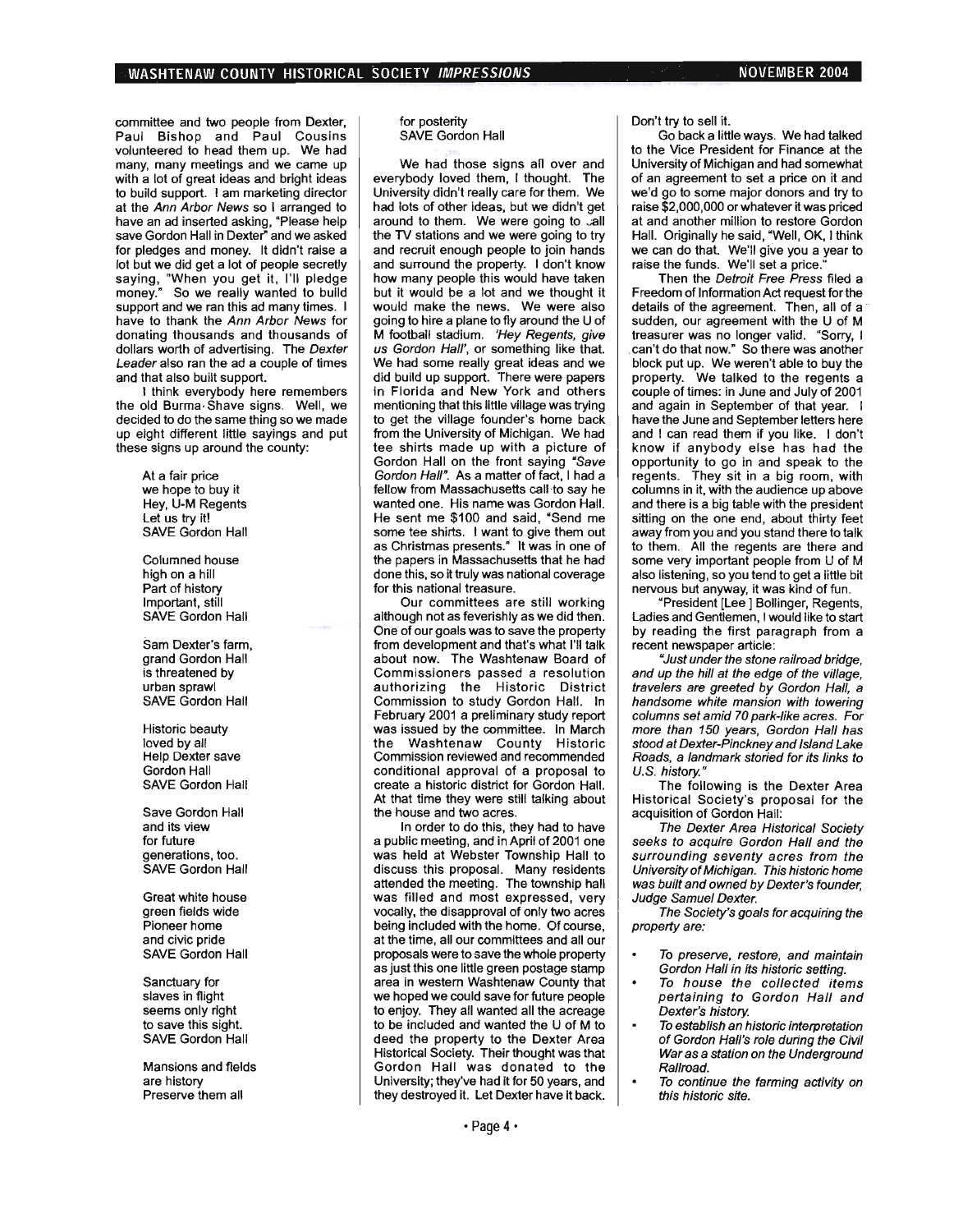committee and two people from Dexter, Paul Bishop and Paul Cousins volunteered to head them up. We had many, many meetings and we came up with a lot of great ideas and bright ideas to build support. I am marketing director at the *Ann Arbor News* so I arranged to have an ad inserted asking, "Please help save Gordon Hall in Dexter" and we asked for pledges and money. It didn't raise a lot but we did get a lot of people secretly saying, "When you get it, I'll pledge money." So we really wanted to build support and we ran this ad many times. I have to thank the *Ann Arbor News* for donating thousands and thousands of dollars worth of advertising. The *Dexter Leader* also ran the ad a couple of times and that also built support.

I think everybody here remembers the old Burma-Shave signs. Well, we decided to do the same thing so we made up eight different little sayings and put these signs up around the county:

At a fair price
we hope to buy it
Hey, U-M Regents
Let us try it!
SAVE Gordon Hall

Columned house
high on a hill
Part of history
Important, still
SAVE Gordon Hall

Sam Dexter's farm,
grand Gordon Hall
is threatened by
urban sprawl
SAVE Gordon Hall

Historic beauty
loved by all
Help Dexter save
Gordon Hall
SAVE Gordon Hall

Save Gordon Hall
and its view
for future
generations, too.
SAVE Gordon Hall

Great white house
green fields wide
Pioneer home
and civic pride
SAVE Gordon Hall

Sanctuary for
slaves in flight
seems only right
to save this sight.
SAVE Gordon Hall

Mansions and fields
are history
Preserve them all
for posterity
SAVE Gordon Hall

We had those signs all over and everybody loved them, I thought. The University didn't really care for them. We had lots of other ideas, but we didn't get around to them. We were going to call the TV stations and we were going to try and recruit enough people to join hands and surround the property. I don't know how many people this would have taken but it would be a lot and we thought it would make the news. We were also going to hire a plane to fly around the U of M football stadium. *'Hey Regents, give us Gordon Hall'*, or something like that. We had some really great ideas and we did build up support. There were papers in Florida and New York and others mentioning that this little village was trying to get the village founder's home back from the University of Michigan. We had tee shirts made up with a picture of Gordon Hall on the front saying *"Save Gordon Hall"*. As a matter of fact, I had a fellow from Massachusetts call to say he wanted one. His name was Gordon Hall. He sent me $100 and said, "Send me some tee shirts. I want to give them out as Christmas presents." It was in one of the papers in Massachusetts that he had done this, so it truly was national coverage for this national treasure.

Our committees are still working although not as feverishly as we did then. One of our goals was to save the property from development and that's what I'll talk about now. The Washtenaw Board of Commissioners passed a resolution authorizing the Historic District Commission to study Gordon Hall. In February 2001 a preliminary study report was issued by the committee. In March the Washtenaw County Historic Commission reviewed and recommended conditional approval of a proposal to create a historic district for Gordon Hall. At that time they were still talking about the house and two acres.

In order to do this, they had to have a public meeting, and in April of 2001 one was held at Webster Township Hall to discuss this proposal. Many residents attended the meeting. The township hall was filled and most expressed, very vocally, the disapproval of only two acres being included with the home. Of course, at the time, all our committees and all our proposals were to save the whole property as just this one little green postage stamp area in western Washtenaw County that we hoped we could save for future people to enjoy. They all wanted all the acreage to be included and wanted the U of M to deed the property to the Dexter Area Historical Society. Their thought was that Gordon Hall was donated to the University; they've had it for 50 years, and they destroyed it. Let Dexter have it back. Don't try to sell it.

Go back a little ways. We had talked to the Vice President for Finance at the University of Michigan and had somewhat of an agreement to set a price on it and we'd go to some major donors and try to raise $2,000,000 or whatever it was priced at and another million to restore Gordon Hall. Originally he said, "Well, OK, I think we can do that. We'll give you a year to raise the funds. We'll set a price."

Then the *Detroit Free Press* filed a Freedom of Information Act request for the details of the agreement. Then, all of a sudden, our agreement with the U of M treasurer was no longer valid. "Sorry, I can't do that now." So there was another block put up. We weren't able to buy the property. We talked to the regents a couple of times: in June and July of 2001 and again in September of that year. I have the June and September letters here and I can read them if you like. I don't know if anybody else has had the opportunity to go in and speak to the regents. They sit in a big room, with columns in it, with the audience up above and there is a big table with the president sitting on the one end, about thirty feet away from you and you stand there to talk to them. All the regents are there and some very important people from U of M also listening, so you tend to get a little bit nervous but anyway, it was kind of fun.

"President [Lee] Bollinger, Regents, Ladies and Gentlemen, I would like to start by reading the first paragraph from a recent newspaper article:

*"Just under the stone railroad bridge, and up the hill at the edge of the village, travelers are greeted by Gordon Hall, a handsome white mansion with towering columns set amid 70 park-like acres. For more than 150 years, Gordon Hall has stood at Dexter-Pinckney and Island Lake Roads, a landmark storied for its links to U.S. history."*

The following is the Dexter Area Historical Society's proposal for the acquisition of Gordon Hall:

*The Dexter Area Historical Society seeks to acquire Gordon Hall and the surrounding seventy acres from the University of Michigan. This historic home was built and owned by Dexter's founder, Judge Samuel Dexter.*

*The Society's goals for acquiring the property are:*

- *To preserve, restore, and maintain Gordon Hall in its historic setting.*
- *To house the collected items pertaining to Gordon Hall and Dexter's history.*
- *To establish an historic interpretation of Gordon Hall's role during the Civil War as a station on the Underground Railroad.*
- *To continue the farming activity on this historic site.*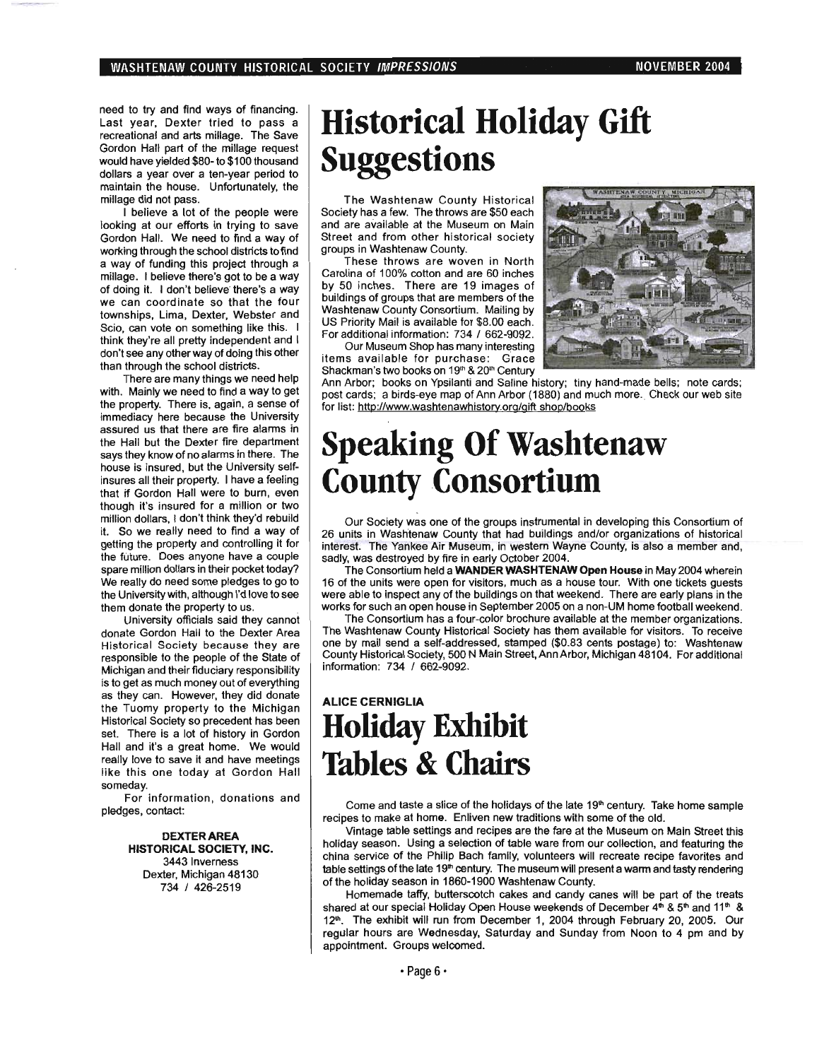need to try and find ways of financing. Last year, Dexter tried to pass a recreational and arts millage. The Save Gordon Hall part of the millage request would have yielded $80- to $100 thousand dollars a year over a ten-year period to maintain the house. Unfortunately, the millage did not pass.

I believe a lot of the people were looking at our efforts in trying to save Gordon Hall. We need to find a way of working through the school districts to find a way of funding this project through a millage. I believe there's got to be a way of doing it. I don't believe there's a way we can coordinate so that the four townships, Lima, Dexter, Webster and Scio, can vote on something like this. I think they're all pretty independent and I don't see any other way of doing this other than through the school districts.

There are many things we need help with. Mainly we need to find a way to get the property. There is, again, a sense of immediacy here because the University assured us that there are fire alarms in the Hall but the Dexter fire department says they know of no alarms in there. The house is insured, but the University self-insures all their property. I have a feeling that if Gordon Hall were to burn, even though it's insured for a million or two million dollars, I don't think they'd rebuild it. So we really need to find a way of getting the property and controlling it for the future. Does anyone have a couple spare million dollars in their pocket today? We really do need some pledges to go to the University with, although I'd love to see them donate the property to us.

University officials said they cannot donate Gordon Hall to the Dexter Area Historical Society because they are responsible to the people of the State of Michigan and their fiduciary responsibility is to get as much money out of everything as they can. However, they did donate the Tuomy property to the Michigan Historical Society so precedent has been set. There is a lot of history in Gordon Hall and it's a great home. We would really love to save it and have meetings like this one today at Gordon Hall someday.

For information, donations and pledges, contact:

**DEXTER AREA HISTORICAL SOCIETY, INC.**
3443 Inverness
Dexter, Michigan 48130
734 / 426-2519

# Historical Holiday Gift Suggestions

The Washtenaw County Historical Society has a few. The throws are $50 each and are available at the Museum on Main Street and from other historical society groups in Washtenaw County.

These throws are woven in North Carolina of 100% cotton and are 60 inches by 50 inches. There are 19 images of buildings of groups that are members of the Washtenaw County Consortium. Mailing by US Priority Mail is available for $8.00 each. For additional information: 734 / 662-9092.

Our Museum Shop has many interesting items available for purchase: Grace Shackman's two books on 19th & 20th Century Ann Arbor; books on Ypsilanti and Saline history; tiny hand-made bells; note cards; post cards; a birds-eye map of Ann Arbor (1880) and much more. Check our web site for list: http://www.washtenawhistory.org/gift shop/books

# Speaking Of Washtenaw County Consortium

Our Society was one of the groups instrumental in developing this Consortium of 26 units in Washtenaw County that had buildings and/or organizations of historical interest. The Yankee Air Museum, in western Wayne County, is also a member and, sadly, was destroyed by fire in early October 2004.

The Consortium held a **WANDER WASHTENAW Open House** in May 2004 wherein 16 of the units were open for visitors, much as a house tour. With one tickets guests were able to inspect any of the buildings on that weekend. There are early plans in the works for such an open house in September 2005 on a non-UM home football weekend.

The Consortium has a four-color brochure available at the member organizations. The Washtenaw County Historical Society has them available for visitors. To receive one by mail send a self-addressed, stamped ($0.83 cents postage) to: Washtenaw County Historical Society, 500 N Main Street, Ann Arbor, Michigan 48104. For additional information: 734 / 662-9092.

**ALICE CERNIGLIA**

# Holiday Exhibit Tables & Chairs

Come and taste a slice of the holidays of the late 19th century. Take home sample recipes to make at home. Enliven new traditions with some of the old.

Vintage table settings and recipes are the fare at the Museum on Main Street this holiday season. Using a selection of table ware from our collection, and featuring the china service of the Philip Bach family, volunteers will recreate recipe favorites and table settings of the late 19th century. The museum will present a warm and tasty rendering of the holiday season in 1860-1900 Washtenaw County.

Homemade taffy, butterscotch cakes and candy canes will be part of the treats shared at our special Holiday Open House weekends of December 4th & 5th and 11th & 12th. The exhibit will run from December 1, 2004 through February 20, 2005. Our regular hours are Wednesday, Saturday and Sunday from Noon to 4 pm and by appointment. Groups welcomed.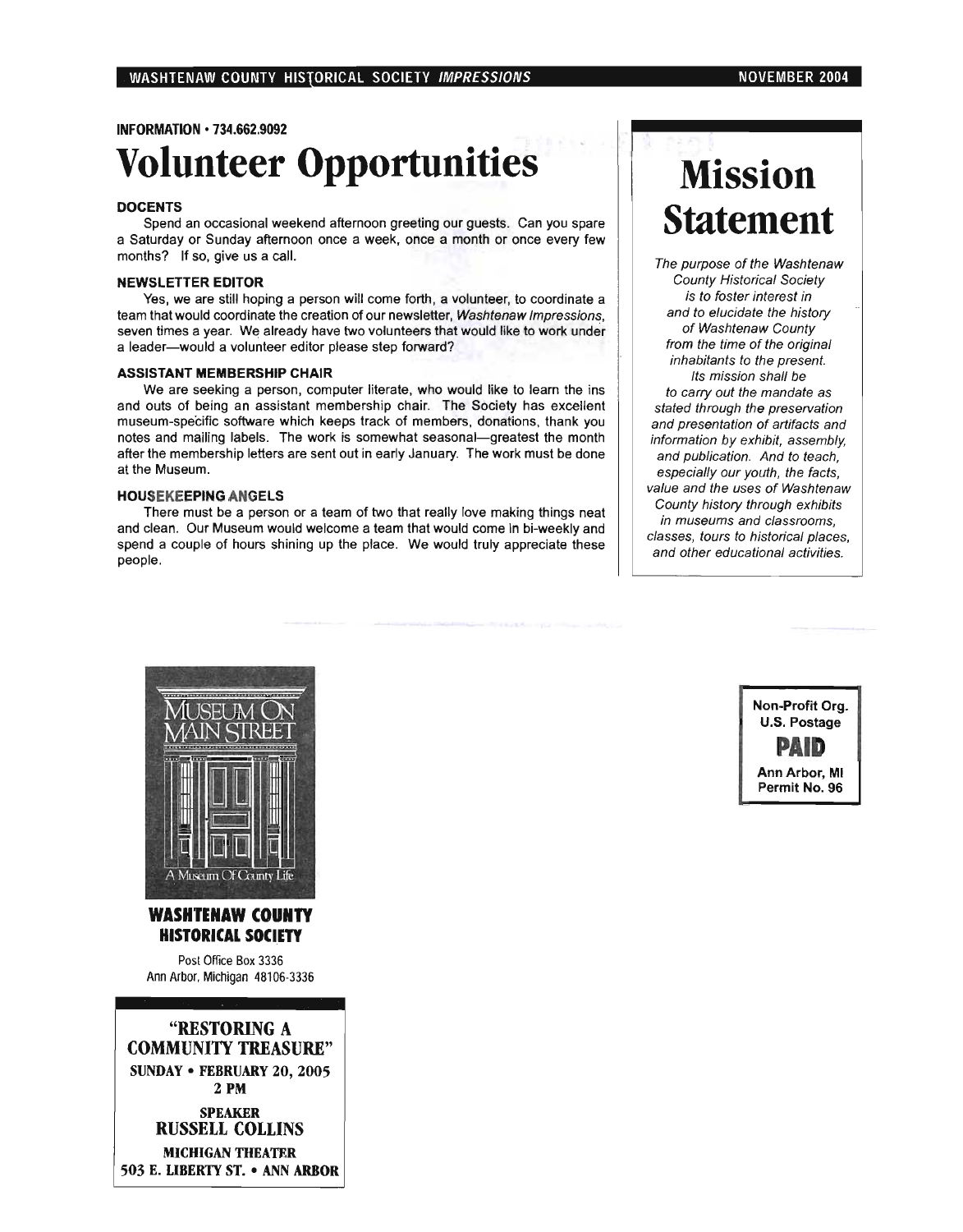INFORMATION • 734.662.9092

# Volunteer Opportunities

### DOCENTS

Spend an occasional weekend afternoon greeting our guests. Can you spare a Saturday or Sunday afternoon once a week, once a month or once every few months? If so, give us a call.

### NEWSLETTER EDITOR

Yes, we are still hoping a person will come forth, a volunteer, to coordinate a team that would coordinate the creation of our newsletter, *Washtenaw Impressions*, seven times a year. We already have two volunteers that would like to work under a leader—would a volunteer editor please step forward?

### ASSISTANT MEMBERSHIP CHAIR

We are seeking a person, computer literate, who would like to learn the ins and outs of being an assistant membership chair. The Society has excellent museum-specific software which keeps track of members, donations, thank you notes and mailing labels. The work is somewhat seasonal—greatest the month after the membership letters are sent out in early January. The work must be done at the Museum.

### HOUSEKEEPING ANGELS

There must be a person or a team of two that really love making things neat and clean. Our Museum would welcome a team that would come in bi-weekly and spend a couple of hours shining up the place. We would truly appreciate these people.

# Mission Statement

*The purpose of the Washtenaw County Historical Society is to foster interest in and to elucidate the history of Washtenaw County from the time of the original inhabitants to the present. Its mission shall be to carry out the mandate as stated through the preservation and presentation of artifacts and information by exhibit, assembly, and publication. And to teach, especially our youth, the facts, value and the uses of Washtenaw County history through exhibits in museums and classrooms, classes, tours to historical places, and other educational activities.*

MUSEUM ON MAIN STREET

A Museum Of County Life

**WASHTENAW COUNTY HISTORICAL SOCIETY**

Post Office Box 3336
Ann Arbor, Michigan 48106-3336

Non-Profit Org.
U.S. Postage
**PAID**
Ann Arbor, MI
Permit No. 96

**"RESTORING A COMMUNITY TREASURE"**

**SUNDAY • FEBRUARY 20, 2005**
**2 PM**

**SPEAKER**
**RUSSELL COLLINS**

**MICHIGAN THEATER**
**503 E. LIBERTY ST. • ANN ARBOR**